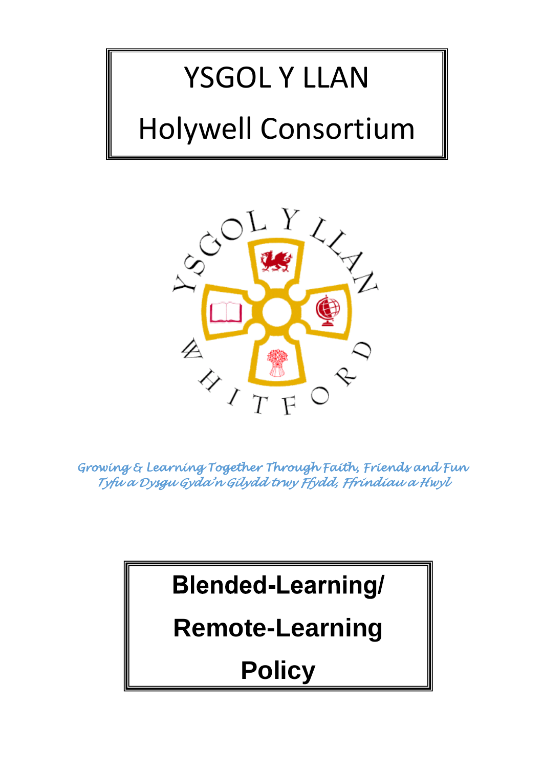# YSGOL Y LLAN

# Holywell Consortium

*Growing & Learning Together Through Faith, Friends and Fun*
*Tyfu a Dysgu Gyda'n Gilydd trwy Ffydd, Ffrindiau a Hwyl*

# Blended-Learning/ Remote-Learning Policy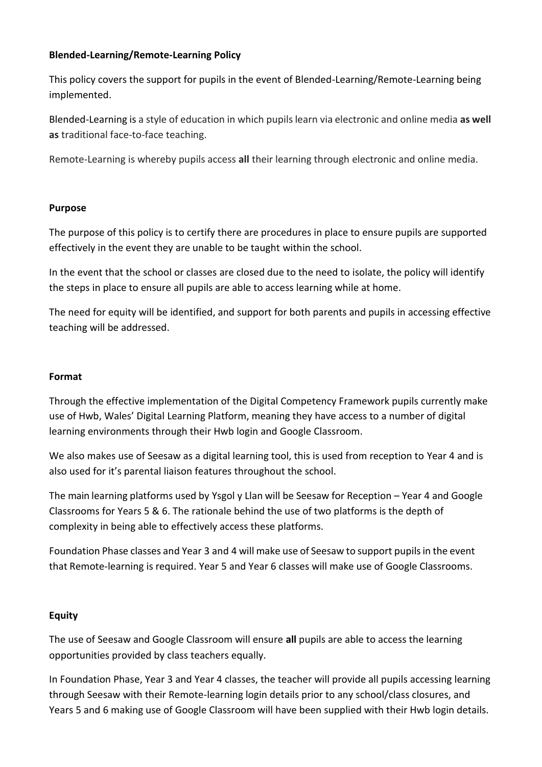**Blended-Learning/Remote-Learning Policy**

This policy covers the support for pupils in the event of Blended-Learning/Remote-Learning being implemented.

Blended-Learning is a style of education in which pupils learn via electronic and online media **as well as** traditional face-to-face teaching.

Remote-Learning is whereby pupils access **all** their learning through electronic and online media.

**Purpose**

The purpose of this policy is to certify there are procedures in place to ensure pupils are supported effectively in the event they are unable to be taught within the school.

In the event that the school or classes are closed due to the need to isolate, the policy will identify the steps in place to ensure all pupils are able to access learning while at home.

The need for equity will be identified, and support for both parents and pupils in accessing effective teaching will be addressed.

**Format**

Through the effective implementation of the Digital Competency Framework pupils currently make use of Hwb, Wales' Digital Learning Platform, meaning they have access to a number of digital learning environments through their Hwb login and Google Classroom.

We also makes use of Seesaw as a digital learning tool, this is used from reception to Year 4 and is also used for it's parental liaison features throughout the school.

The main learning platforms used by Ysgol y Llan will be Seesaw for Reception – Year 4 and Google Classrooms for Years 5 & 6. The rationale behind the use of two platforms is the depth of complexity in being able to effectively access these platforms.

Foundation Phase classes and Year 3 and 4 will make use of Seesaw to support pupils in the event that Remote-learning is required. Year 5 and Year 6 classes will make use of Google Classrooms.

**Equity**

The use of Seesaw and Google Classroom will ensure **all** pupils are able to access the learning opportunities provided by class teachers equally.

In Foundation Phase, Year 3 and Year 4 classes, the teacher will provide all pupils accessing learning through Seesaw with their Remote-learning login details prior to any school/class closures, and Years 5 and 6 making use of Google Classroom will have been supplied with their Hwb login details.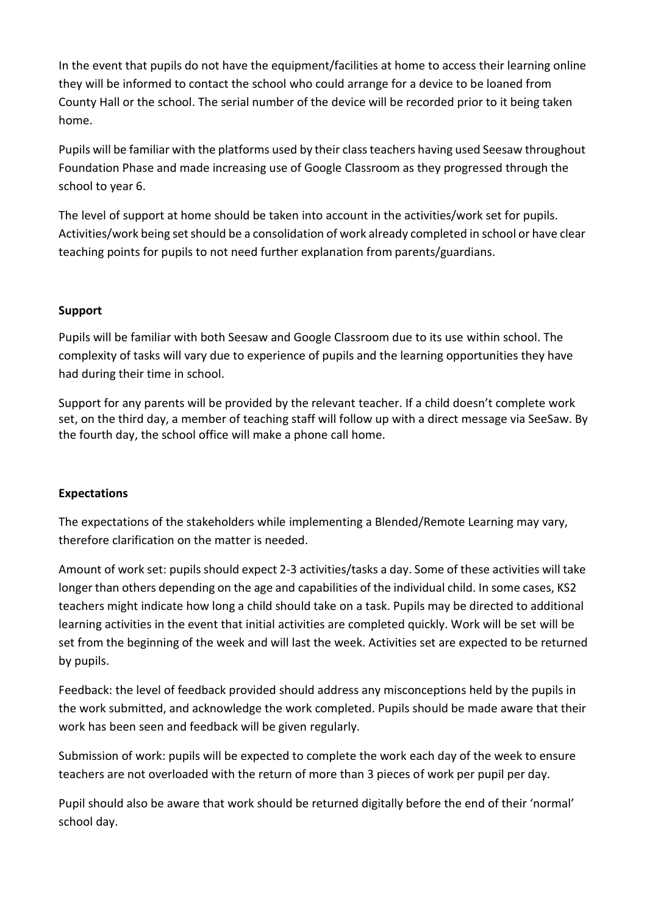In the event that pupils do not have the equipment/facilities at home to access their learning online they will be informed to contact the school who could arrange for a device to be loaned from County Hall or the school. The serial number of the device will be recorded prior to it being taken home.

Pupils will be familiar with the platforms used by their class teachers having used Seesaw throughout Foundation Phase and made increasing use of Google Classroom as they progressed through the school to year 6.

The level of support at home should be taken into account in the activities/work set for pupils. Activities/work being set should be a consolidation of work already completed in school or have clear teaching points for pupils to not need further explanation from parents/guardians.

**Support**

Pupils will be familiar with both Seesaw and Google Classroom due to its use within school. The complexity of tasks will vary due to experience of pupils and the learning opportunities they have had during their time in school.

Support for any parents will be provided by the relevant teacher. If a child doesn't complete work set, on the third day, a member of teaching staff will follow up with a direct message via SeeSaw. By the fourth day, the school office will make a phone call home.

**Expectations**

The expectations of the stakeholders while implementing a Blended/Remote Learning may vary, therefore clarification on the matter is needed.

Amount of work set: pupils should expect 2-3 activities/tasks a day. Some of these activities will take longer than others depending on the age and capabilities of the individual child. In some cases, KS2 teachers might indicate how long a child should take on a task. Pupils may be directed to additional learning activities in the event that initial activities are completed quickly. Work will be set will be set from the beginning of the week and will last the week. Activities set are expected to be returned by pupils.

Feedback: the level of feedback provided should address any misconceptions held by the pupils in the work submitted, and acknowledge the work completed. Pupils should be made aware that their work has been seen and feedback will be given regularly.

Submission of work: pupils will be expected to complete the work each day of the week to ensure teachers are not overloaded with the return of more than 3 pieces of work per pupil per day.

Pupil should also be aware that work should be returned digitally before the end of their 'normal' school day.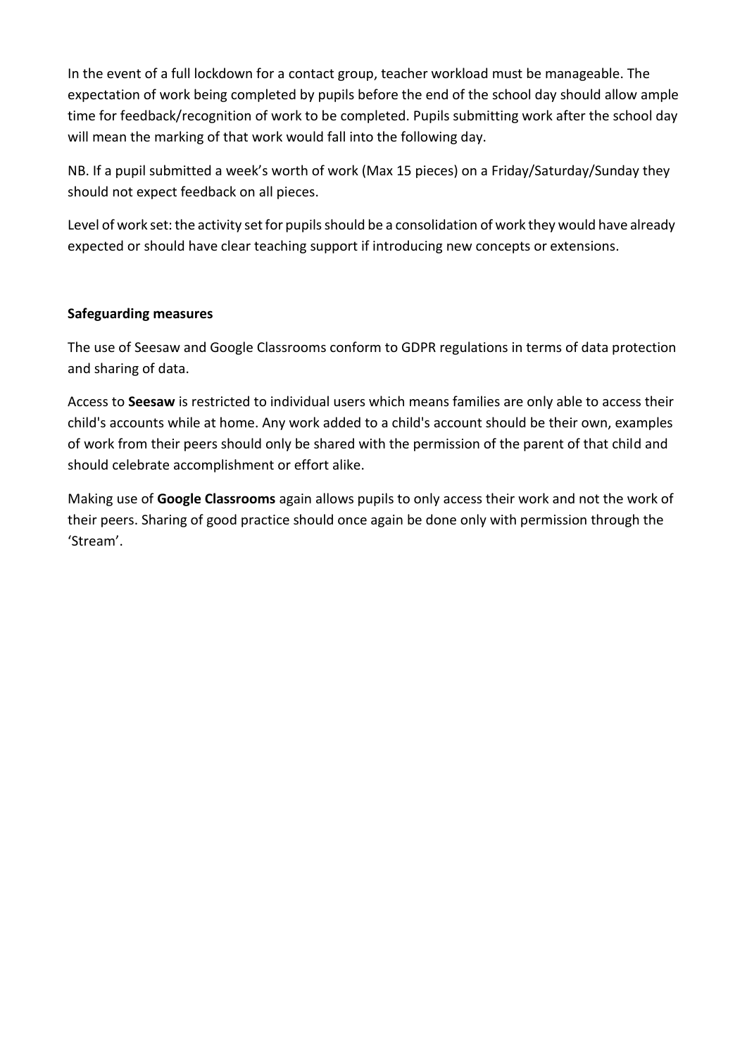In the event of a full lockdown for a contact group, teacher workload must be manageable. The expectation of work being completed by pupils before the end of the school day should allow ample time for feedback/recognition of work to be completed. Pupils submitting work after the school day will mean the marking of that work would fall into the following day.

NB. If a pupil submitted a week's worth of work (Max 15 pieces) on a Friday/Saturday/Sunday they should not expect feedback on all pieces.

Level of work set: the activity set for pupils should be a consolidation of work they would have already expected or should have clear teaching support if introducing new concepts or extensions.

**Safeguarding measures**

The use of Seesaw and Google Classrooms conform to GDPR regulations in terms of data protection and sharing of data.

Access to **Seesaw** is restricted to individual users which means families are only able to access their child's accounts while at home. Any work added to a child's account should be their own, examples of work from their peers should only be shared with the permission of the parent of that child and should celebrate accomplishment or effort alike.

Making use of **Google Classrooms** again allows pupils to only access their work and not the work of their peers. Sharing of good practice should once again be done only with permission through the 'Stream'.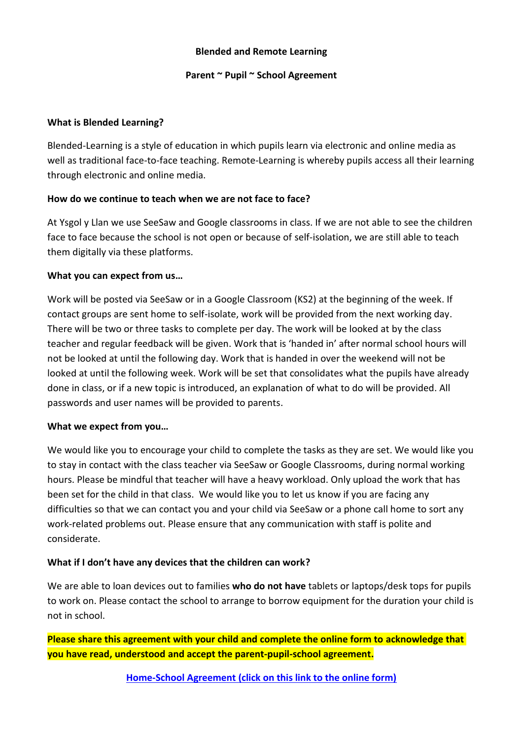**Blended and Remote Learning**

**Parent ~ Pupil ~ School Agreement**

**What is Blended Learning?**

Blended-Learning is a style of education in which pupils learn via electronic and online media as well as traditional face-to-face teaching. Remote-Learning is whereby pupils access all their learning through electronic and online media.

**How do we continue to teach when we are not face to face?**

At Ysgol y Llan we use SeeSaw and Google classrooms in class. If we are not able to see the children face to face because the school is not open or because of self-isolation, we are still able to teach them digitally via these platforms.

**What you can expect from us…**

Work will be posted via SeeSaw or in a Google Classroom (KS2) at the beginning of the week. If contact groups are sent home to self-isolate, work will be provided from the next working day. There will be two or three tasks to complete per day. The work will be looked at by the class teacher and regular feedback will be given. Work that is 'handed in' after normal school hours will not be looked at until the following day. Work that is handed in over the weekend will not be looked at until the following week. Work will be set that consolidates what the pupils have already done in class, or if a new topic is introduced, an explanation of what to do will be provided. All passwords and user names will be provided to parents.

**What we expect from you…**

We would like you to encourage your child to complete the tasks as they are set. We would like you to stay in contact with the class teacher via SeeSaw or Google Classrooms, during normal working hours. Please be mindful that teacher will have a heavy workload. Only upload the work that has been set for the child in that class. We would like you to let us know if you are facing any difficulties so that we can contact you and your child via SeeSaw or a phone call home to sort any work-related problems out. Please ensure that any communication with staff is polite and considerate.

**What if I don't have any devices that the children can work?**

We are able to loan devices out to families **who do not have** tablets or laptops/desk tops for pupils to work on. Please contact the school to arrange to borrow equipment for the duration your child is not in school.

**Please share this agreement with your child and complete the online form to acknowledge that you have read, understood and accept the parent-pupil-school agreement.**

**Home-School Agreement (click on this link to the online form)**